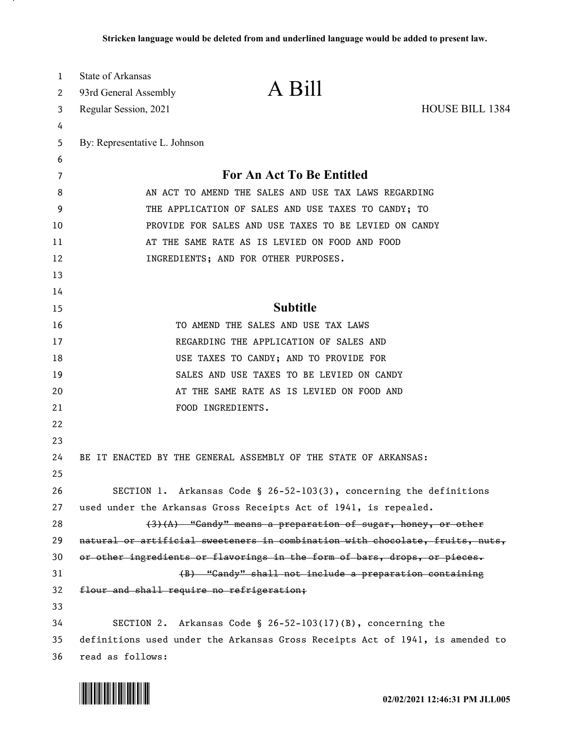Stricken language would be deleted from and underlined language would be added to present law.

State of Arkansas
93rd General Assembly
Regular Session, 2021

# A Bill

HOUSE BILL 1384

By: Representative L. Johnson

## For An Act To Be Entitled

AN ACT TO AMEND THE SALES AND USE TAX LAWS REGARDING THE APPLICATION OF SALES AND USE TAXES TO CANDY; TO PROVIDE FOR SALES AND USE TAXES TO BE LEVIED ON CANDY AT THE SAME RATE AS IS LEVIED ON FOOD AND FOOD INGREDIENTS; AND FOR OTHER PURPOSES.

## Subtitle

TO AMEND THE SALES AND USE TAX LAWS REGARDING THE APPLICATION OF SALES AND USE TAXES TO CANDY; AND TO PROVIDE FOR SALES AND USE TAXES TO BE LEVIED ON CANDY AT THE SAME RATE AS IS LEVIED ON FOOD AND FOOD INGREDIENTS.

BE IT ENACTED BY THE GENERAL ASSEMBLY OF THE STATE OF ARKANSAS:

SECTION 1. Arkansas Code § 26-52-103(3), concerning the definitions used under the Arkansas Gross Receipts Act of 1941, is repealed.

~~(3)(A) "Candy" means a preparation of sugar, honey, or other natural or artificial sweeteners in combination with chocolate, fruits, nuts, or other ingredients or flavorings in the form of bars, drops, or pieces.~~

~~(B) "Candy" shall not include a preparation containing flour and shall require no refrigeration;~~

SECTION 2. Arkansas Code § 26-52-103(17)(B), concerning the definitions used under the Arkansas Gross Receipts Act of 1941, is amended to read as follows:

02/02/2021 12:46:31 PM JLL005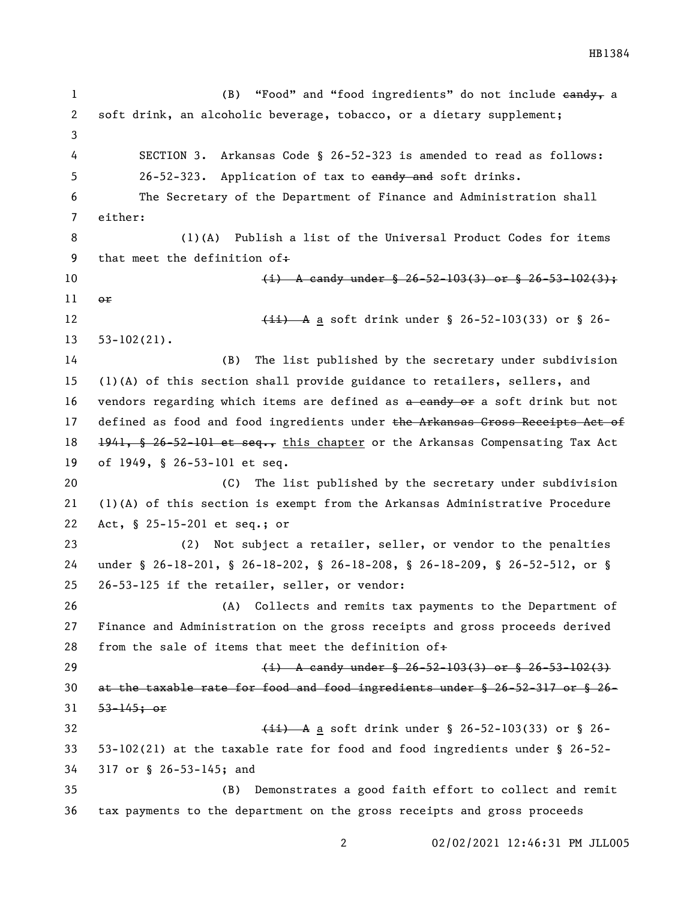(B) "Food" and "food ingredients" do not include ~~candy,~~ a soft drink, an alcoholic beverage, tobacco, or a dietary supplement;

SECTION 3. Arkansas Code § 26-52-323 is amended to read as follows:

26-52-323. Application of tax to ~~candy and~~ soft drinks.

The Secretary of the Department of Finance and Administration shall either:

(1)(A) Publish a list of the Universal Product Codes for items that meet the definition of~~:~~

~~(i) A candy under § 26-52-103(3) or § 26-53-102(3); or~~

~~(ii) A~~ a soft drink under § 26-52-103(33) or § 26-53-102(21).

(B) The list published by the secretary under subdivision (1)(A) of this section shall provide guidance to retailers, sellers, and vendors regarding which items are defined as ~~a candy or~~ a soft drink but not defined as food and food ingredients under ~~the Arkansas Gross Receipts Act of 1941, § 26-52-101 et seq.,~~ this chapter or the Arkansas Compensating Tax Act of 1949, § 26-53-101 et seq.

(C) The list published by the secretary under subdivision (1)(A) of this section is exempt from the Arkansas Administrative Procedure Act, § 25-15-201 et seq.; or

(2) Not subject a retailer, seller, or vendor to the penalties under § 26-18-201, § 26-18-202, § 26-18-208, § 26-18-209, § 26-52-512, or § 26-53-125 if the retailer, seller, or vendor:

(A) Collects and remits tax payments to the Department of Finance and Administration on the gross receipts and gross proceeds derived from the sale of items that meet the definition of~~:~~

~~(i) A candy under § 26-52-103(3) or § 26-53-102(3) at the taxable rate for food and food ingredients under § 26-52-317 or § 26-53-145; or~~

~~(ii) A~~ a soft drink under § 26-52-103(33) or § 26-53-102(21) at the taxable rate for food and food ingredients under § 26-52-317 or § 26-53-145; and

(B) Demonstrates a good faith effort to collect and remit tax payments to the department on the gross receipts and gross proceeds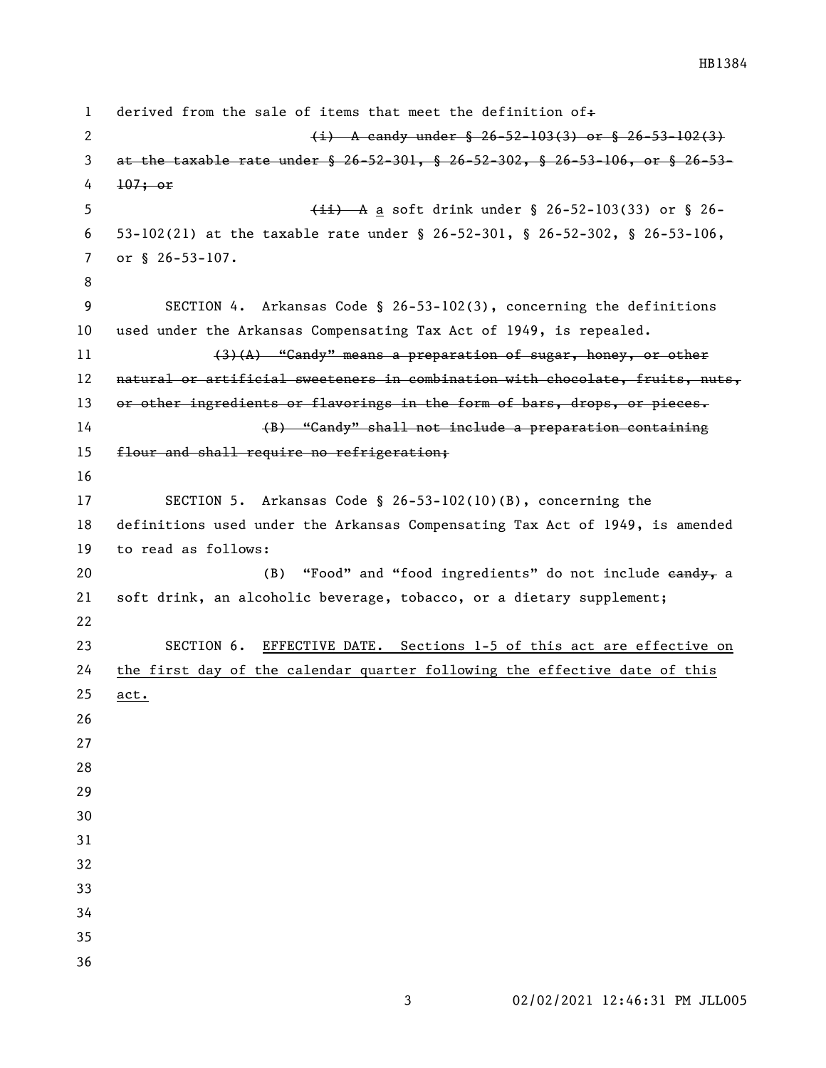derived from the sale of items that meet the definition of~~:~~

~~(i) A candy under § 26-52-103(3) or § 26-53-102(3) at the taxable rate under § 26-52-301, § 26-52-302, § 26-53-106, or § 26-53-107; or~~

~~(ii) A~~ a soft drink under § 26-52-103(33) or § 26-53-102(21) at the taxable rate under § 26-52-301, § 26-52-302, § 26-53-106, or § 26-53-107.

SECTION 4. Arkansas Code § 26-53-102(3), concerning the definitions used under the Arkansas Compensating Tax Act of 1949, is repealed.

~~(3)(A) "Candy" means a preparation of sugar, honey, or other natural or artificial sweeteners in combination with chocolate, fruits, nuts, or other ingredients or flavorings in the form of bars, drops, or pieces.~~

~~(B) "Candy" shall not include a preparation containing flour and shall require no refrigeration;~~

SECTION 5. Arkansas Code § 26-53-102(10)(B), concerning the definitions used under the Arkansas Compensating Tax Act of 1949, is amended to read as follows:

(B) "Food" and "food ingredients" do not include ~~candy,~~ a soft drink, an alcoholic beverage, tobacco, or a dietary supplement;

SECTION 6. <u>EFFECTIVE DATE. Sections 1-5 of this act are effective on the first day of the calendar quarter following the effective date of this act.</u>